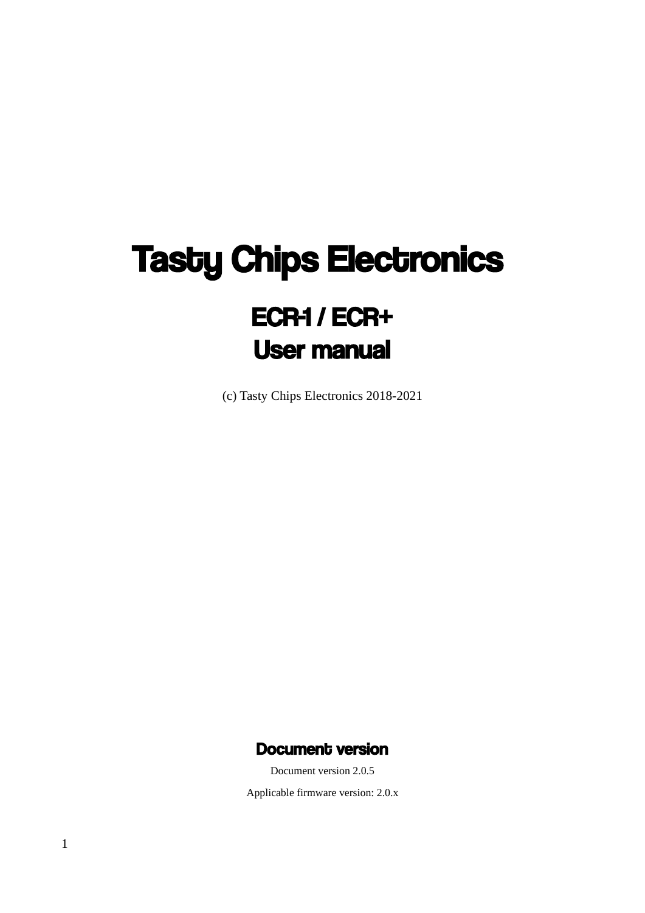# Tasty Chips Electronics

## ECR-1 / ECR+
## User manual

(c) Tasty Chips Electronics 2018-2021

### Document version

Document version 2.0.5

Applicable firmware version: 2.0.x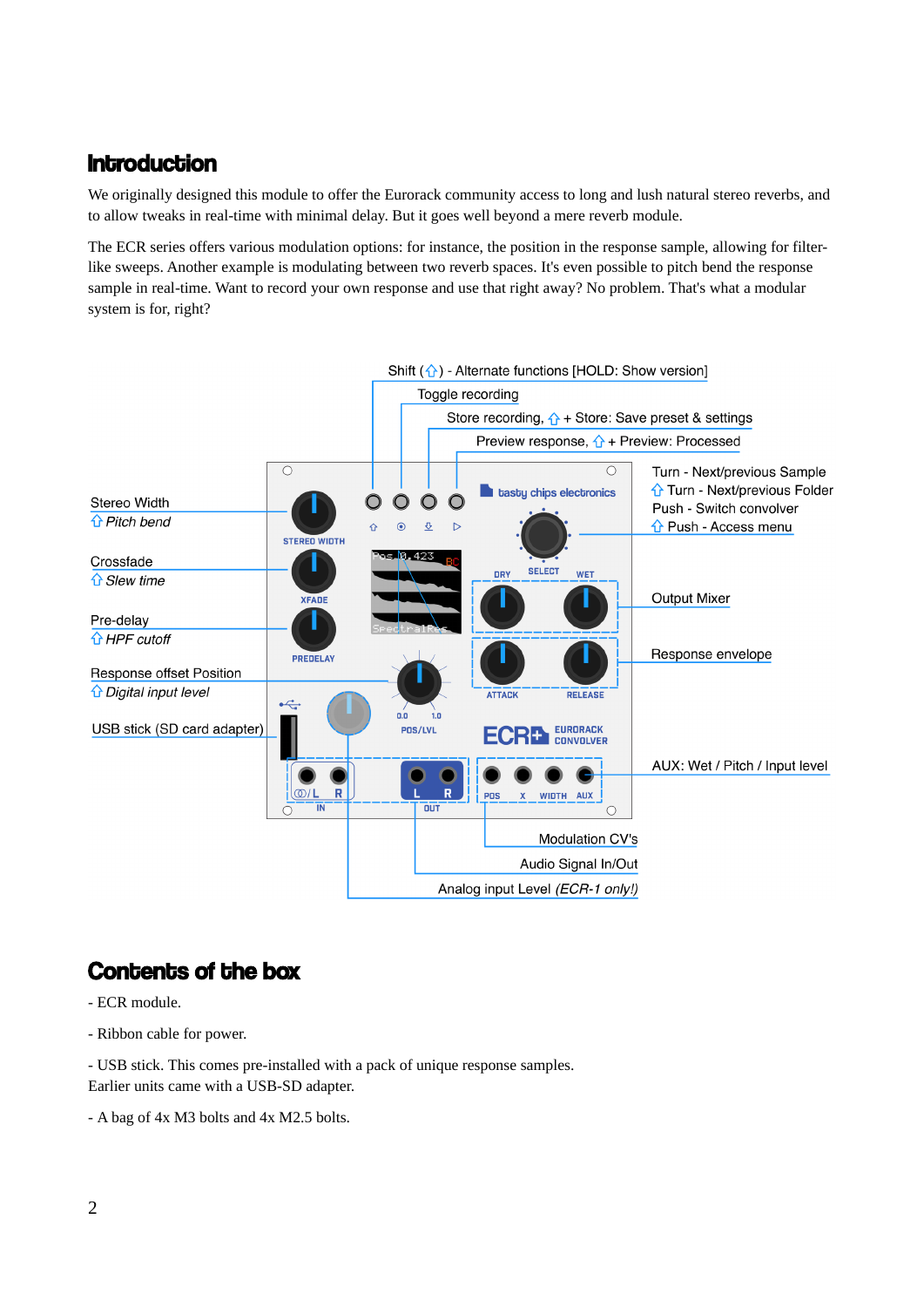# Introduction

We originally designed this module to offer the Eurorack community access to long and lush natural stereo reverbs, and to allow tweaks in real-time with minimal delay. But it goes well beyond a mere reverb module.

The ECR series offers various modulation options: for instance, the position in the response sample, allowing for filter-like sweeps. Another example is modulating between two reverb spaces. It's even possible to pitch bend the response sample in real-time. Want to record your own response and use that right away? No problem. That's what a modular system is for, right?

Shift (⇧) - Alternate functions [HOLD: Show version]

Toggle recording

Store recording, ⇧ + Store: Save preset & settings

Preview response, ⇧ + Preview: Processed

Turn - Next/previous Sample
⇧ Turn - Next/previous Folder
Push - Switch convolver
⇧ Push - Access menu

Stereo Width
⇧ *Pitch bend*

Crossfade
⇧ *Slew time*

Pre-delay
⇧ *HPF cutoff*

Response offset Position
⇧ *Digital input level*

USB stick (SD card adapter)

Output Mixer

Response envelope

AUX: Wet / Pitch / Input level

Modulation CV's

Audio Signal In/Out

Analog input Level *(ECR-1 only!)*

# Contents of the box

- ECR module.

- Ribbon cable for power.

- USB stick. This comes pre-installed with a pack of unique response samples.
Earlier units came with a USB-SD adapter.

- A bag of 4x M3 bolts and 4x M2.5 bolts.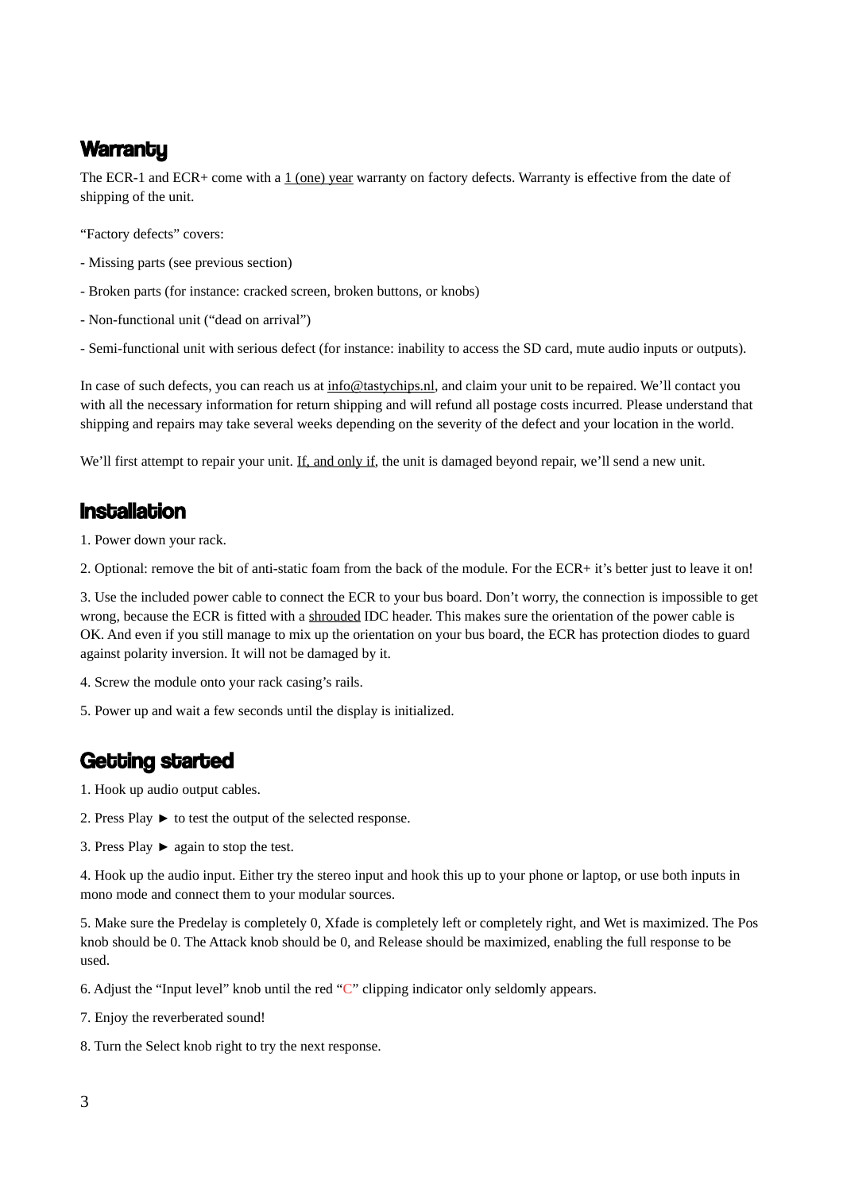## Warranty

The ECR-1 and ECR+ come with a 1 (one) year warranty on factory defects. Warranty is effective from the date of shipping of the unit.

“Factory defects” covers:

- Missing parts (see previous section)

- Broken parts (for instance: cracked screen, broken buttons, or knobs)

- Non-functional unit (“dead on arrival”)

- Semi-functional unit with serious defect (for instance: inability to access the SD card, mute audio inputs or outputs).

In case of such defects, you can reach us at info@tastychips.nl, and claim your unit to be repaired. We’ll contact you with all the necessary information for return shipping and will refund all postage costs incurred. Please understand that shipping and repairs may take several weeks depending on the severity of the defect and your location in the world.

We’ll first attempt to repair your unit. If, and only if, the unit is damaged beyond repair, we’ll send a new unit.

## Installation

1. Power down your rack.

2. Optional: remove the bit of anti-static foam from the back of the module. For the ECR+ it’s better just to leave it on!

3. Use the included power cable to connect the ECR to your bus board. Don’t worry, the connection is impossible to get wrong, because the ECR is fitted with a shrouded IDC header. This makes sure the orientation of the power cable is OK. And even if you still manage to mix up the orientation on your bus board, the ECR has protection diodes to guard against polarity inversion. It will not be damaged by it.

4. Screw the module onto your rack casing’s rails.

5. Power up and wait a few seconds until the display is initialized.

## Getting started

1. Hook up audio output cables.

2. Press Play ► to test the output of the selected response.

3. Press Play ► again to stop the test.

4. Hook up the audio input. Either try the stereo input and hook this up to your phone or laptop, or use both inputs in mono mode and connect them to your modular sources.

5. Make sure the Predelay is completely 0, Xfade is completely left or completely right, and Wet is maximized. The Pos knob should be 0. The Attack knob should be 0, and Release should be maximized, enabling the full response to be used.

6. Adjust the “Input level” knob until the red “C” clipping indicator only seldomly appears.

7. Enjoy the reverberated sound!

8. Turn the Select knob right to try the next response.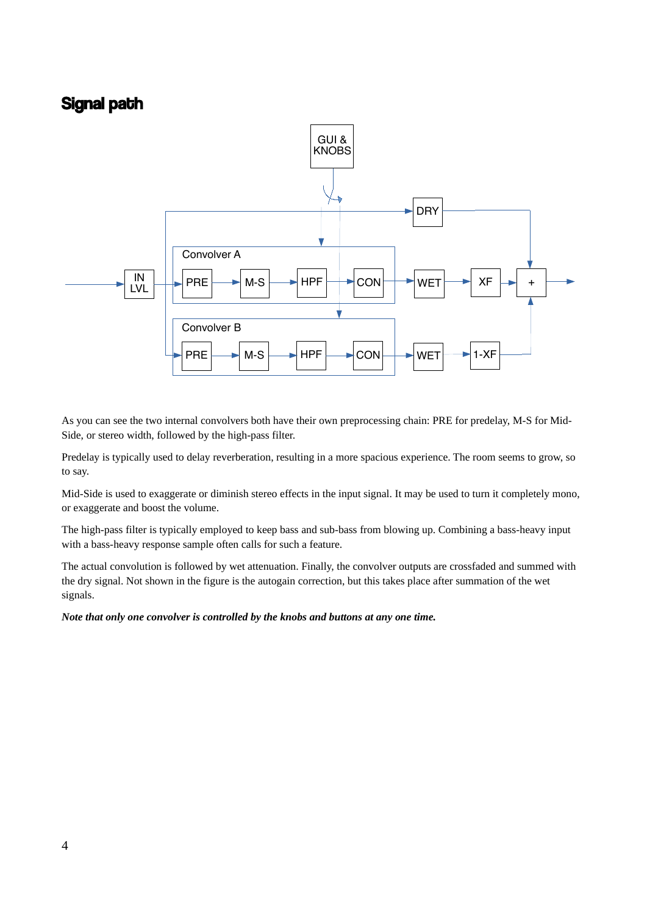## Signal path

As you can see the two internal convolvers both have their own preprocessing chain: PRE for predelay, M-S for Mid-Side, or stereo width, followed by the high-pass filter.

Predelay is typically used to delay reverberation, resulting in a more spacious experience. The room seems to grow, so to say.

Mid-Side is used to exaggerate or diminish stereo effects in the input signal. It may be used to turn it completely mono, or exaggerate and boost the volume.

The high-pass filter is typically employed to keep bass and sub-bass from blowing up. Combining a bass-heavy input with a bass-heavy response sample often calls for such a feature.

The actual convolution is followed by wet attenuation. Finally, the convolver outputs are crossfaded and summed with the dry signal. Not shown in the figure is the autogain correction, but this takes place after summation of the wet signals.

***Note that only one convolver is controlled by the knobs and buttons at any one time.***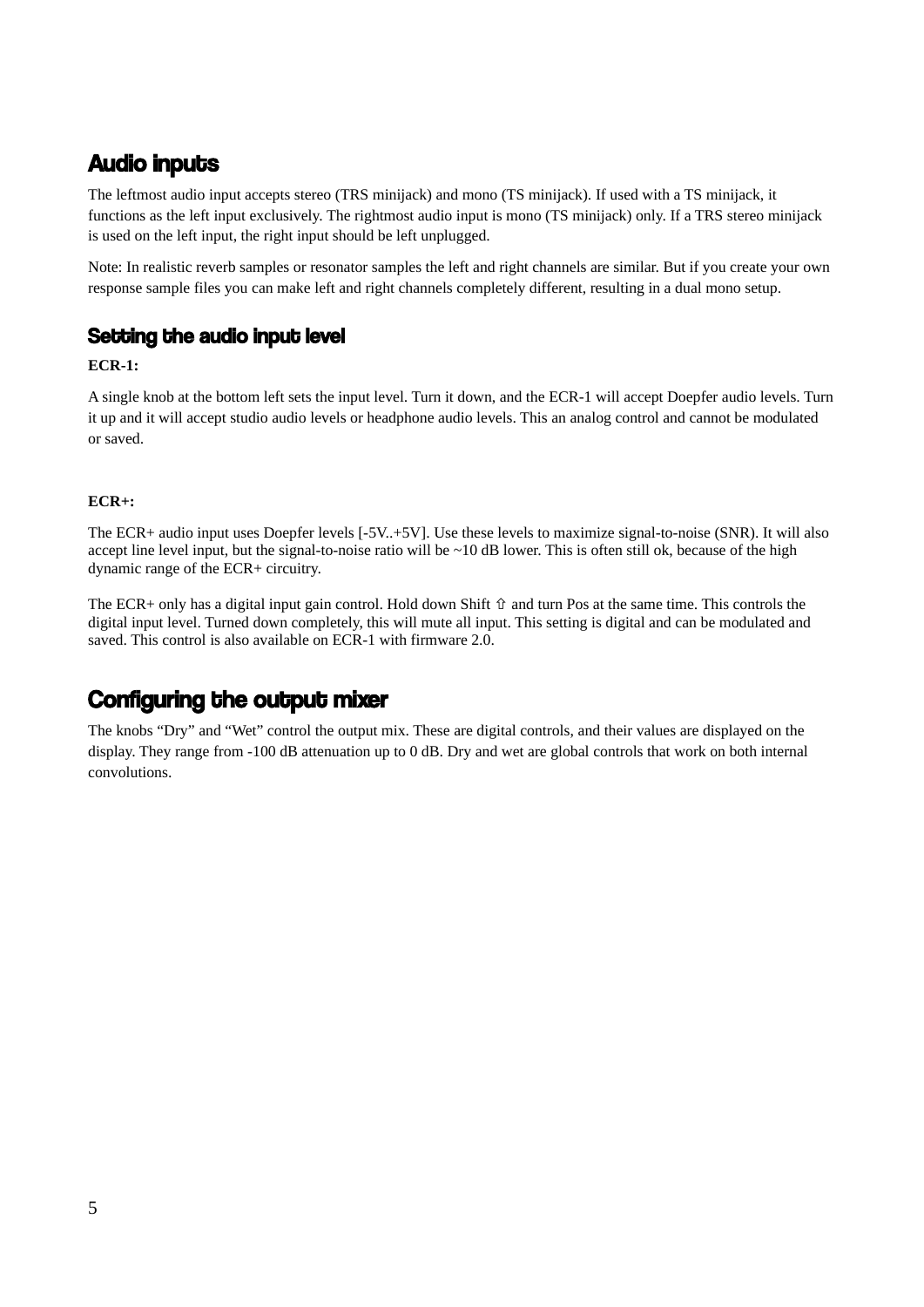## Audio inputs

The leftmost audio input accepts stereo (TRS minijack) and mono (TS minijack). If used with a TS minijack, it functions as the left input exclusively. The rightmost audio input is mono (TS minijack) only. If a TRS stereo minijack is used on the left input, the right input should be left unplugged.

Note: In realistic reverb samples or resonator samples the left and right channels are similar. But if you create your own response sample files you can make left and right channels completely different, resulting in a dual mono setup.

### Setting the audio input level

**ECR-1:**

A single knob at the bottom left sets the input level. Turn it down, and the ECR-1 will accept Doepfer audio levels. Turn it up and it will accept studio audio levels or headphone audio levels. This an analog control and cannot be modulated or saved.

**ECR+:**

The ECR+ audio input uses Doepfer levels [-5V..+5V]. Use these levels to maximize signal-to-noise (SNR). It will also accept line level input, but the signal-to-noise ratio will be ~10 dB lower. This is often still ok, because of the high dynamic range of the ECR+ circuitry.

The ECR+ only has a digital input gain control. Hold down Shift ⇧ and turn Pos at the same time. This controls the digital input level. Turned down completely, this will mute all input. This setting is digital and can be modulated and saved. This control is also available on ECR-1 with firmware 2.0.

## Configuring the output mixer

The knobs “Dry” and “Wet” control the output mix. These are digital controls, and their values are displayed on the display. They range from -100 dB attenuation up to 0 dB. Dry and wet are global controls that work on both internal convolutions.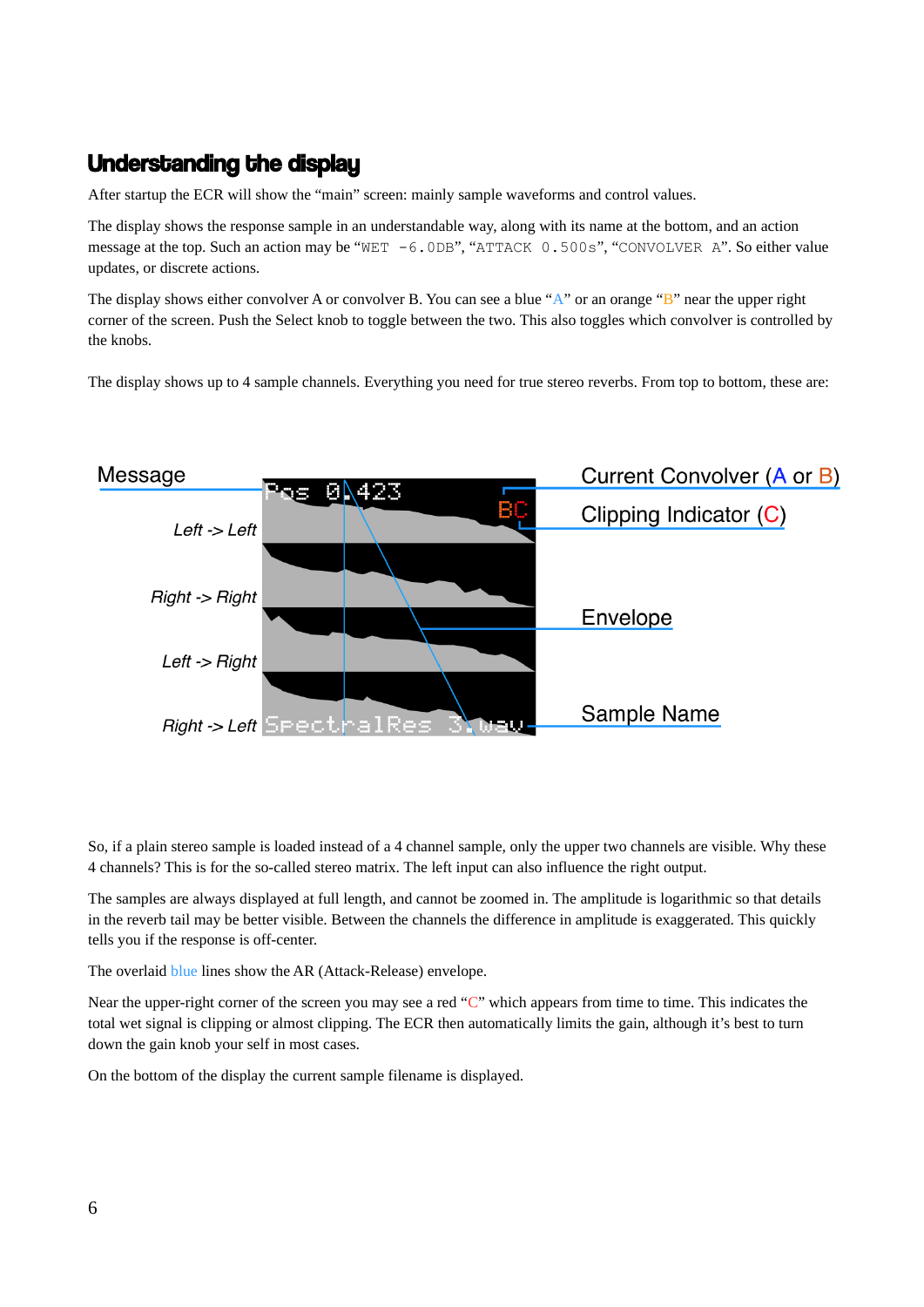## Understanding the display

After startup the ECR will show the “main” screen: mainly sample waveforms and control values.

The display shows the response sample in an understandable way, along with its name at the bottom, and an action message at the top. Such an action may be “`WET -6.0DB`”, “`ATTACK 0.500s`”, “`CONVOLVER A`”. So either value updates, or discrete actions.

The display shows either convolver A or convolver B. You can see a blue “A” or an orange “B” near the upper right corner of the screen. Push the Select knob to toggle between the two. This also toggles which convolver is controlled by the knobs.

The display shows up to 4 sample channels. Everything you need for true stereo reverbs. From top to bottom, these are:

So, if a plain stereo sample is loaded instead of a 4 channel sample, only the upper two channels are visible. Why these 4 channels? This is for the so-called stereo matrix. The left input can also influence the right output.

The samples are always displayed at full length, and cannot be zoomed in. The amplitude is logarithmic so that details in the reverb tail may be better visible. Between the channels the difference in amplitude is exaggerated. This quickly tells you if the response is off-center.

The overlaid blue lines show the AR (Attack-Release) envelope.

Near the upper-right corner of the screen you may see a red “C” which appears from time to time. This indicates the total wet signal is clipping or almost clipping. The ECR then automatically limits the gain, although it’s best to turn down the gain knob your self in most cases.

On the bottom of the display the current sample filename is displayed.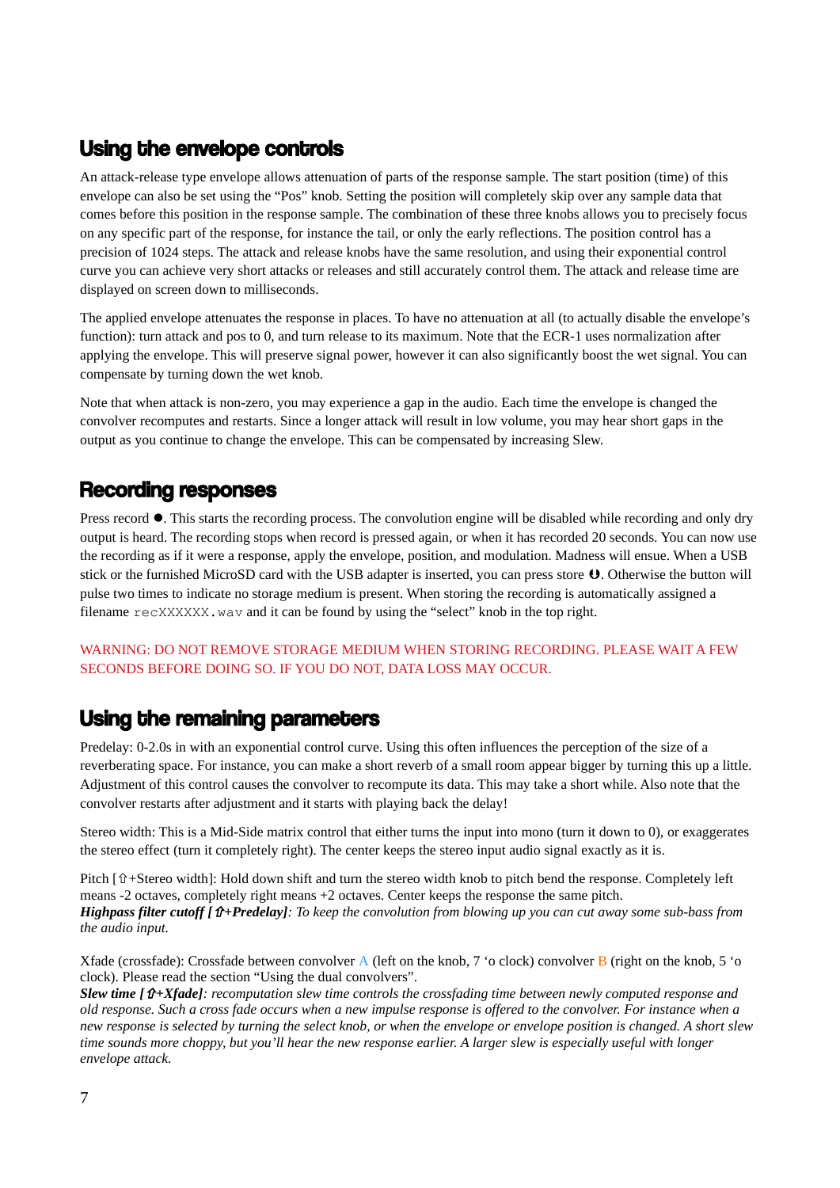## Using the envelope controls

An attack-release type envelope allows attenuation of parts of the response sample. The start position (time) of this envelope can also be set using the "Pos" knob. Setting the position will completely skip over any sample data that comes before this position in the response sample. The combination of these three knobs allows you to precisely focus on any specific part of the response, for instance the tail, or only the early reflections. The position control has a precision of 1024 steps. The attack and release knobs have the same resolution, and using their exponential control curve you can achieve very short attacks or releases and still accurately control them. The attack and release time are displayed on screen down to milliseconds.

The applied envelope attenuates the response in places. To have no attenuation at all (to actually disable the envelope's function): turn attack and pos to 0, and turn release to its maximum. Note that the ECR-1 uses normalization after applying the envelope. This will preserve signal power, however it can also significantly boost the wet signal. You can compensate by turning down the wet knob.

Note that when attack is non-zero, you may experience a gap in the audio. Each time the envelope is changed the convolver recomputes and restarts. Since a longer attack will result in low volume, you may hear short gaps in the output as you continue to change the envelope. This can be compensated by increasing Slew.

## Recording responses

Press record ●. This starts the recording process. The convolution engine will be disabled while recording and only dry output is heard. The recording stops when record is pressed again, or when it has recorded 20 seconds. You can now use the recording as if it were a response, apply the envelope, position, and modulation. Madness will ensue. When a USB stick or the furnished MicroSD card with the USB adapter is inserted, you can press store ⏼. Otherwise the button will pulse two times to indicate no storage medium is present. When storing the recording is automatically assigned a filename `recXXXXXX.wav` and it can be found by using the "select" knob in the top right.

WARNING: DO NOT REMOVE STORAGE MEDIUM WHEN STORING RECORDING. PLEASE WAIT A FEW SECONDS BEFORE DOING SO. IF YOU DO NOT, DATA LOSS MAY OCCUR.

## Using the remaining parameters

Predelay: 0-2.0s in with an exponential control curve. Using this often influences the perception of the size of a reverberating space. For instance, you can make a short reverb of a small room appear bigger by turning this up a little. Adjustment of this control causes the convolver to recompute its data. This may take a short while. Also note that the convolver restarts after adjustment and it starts with playing back the delay!

Stereo width: This is a Mid-Side matrix control that either turns the input into mono (turn it down to 0), or exaggerates the stereo effect (turn it completely right). The center keeps the stereo input audio signal exactly as it is.

Pitch [⇧+Stereo width]: Hold down shift and turn the stereo width knob to pitch bend the response. Completely left means -2 octaves, completely right means +2 octaves. Center keeps the response the same pitch.
***Highpass filter cutoff [⇧+Predelay]****: To keep the convolution from blowing up you can cut away some sub-bass from the audio input.*

Xfade (crossfade): Crossfade between convolver A (left on the knob, 7 'o clock) convolver B (right on the knob, 5 'o clock). Please read the section "Using the dual convolvers".
***Slew time [⇧+Xfade]****: recomputation slew time controls the crossfading time between newly computed response and old response. Such a cross fade occurs when a new impulse response is offered to the convolver. For instance when a new response is selected by turning the select knob, or when the envelope or envelope position is changed. A short slew time sounds more choppy, but you'll hear the new response earlier. A larger slew is especially useful with longer envelope attack.*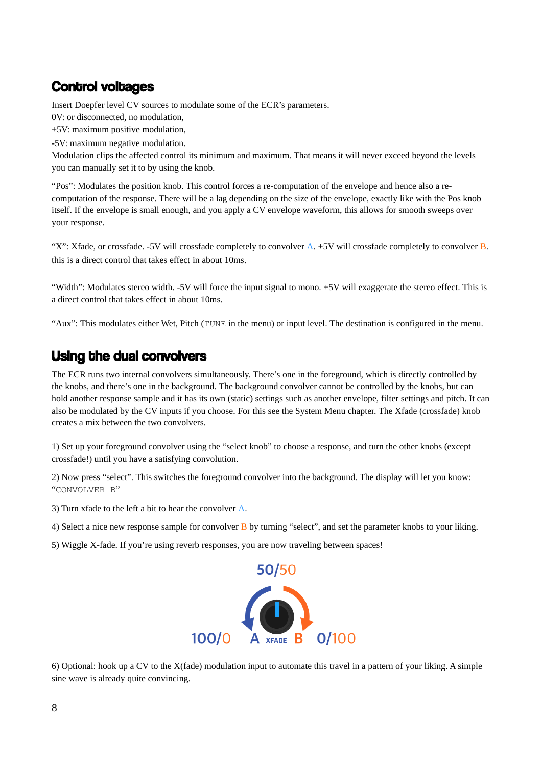## Control voltages

Insert Doepfer level CV sources to modulate some of the ECR's parameters.

0V: or disconnected, no modulation,

+5V: maximum positive modulation,

-5V: maximum negative modulation.

Modulation clips the affected control its minimum and maximum. That means it will never exceed beyond the levels you can manually set it to by using the knob.

"Pos": Modulates the position knob. This control forces a re-computation of the envelope and hence also a re-computation of the response. There will be a lag depending on the size of the envelope, exactly like with the Pos knob itself. If the envelope is small enough, and you apply a CV envelope waveform, this allows for smooth sweeps over your response.

"X": Xfade, or crossfade. -5V will crossfade completely to convolver A. +5V will crossfade completely to convolver B. this is a direct control that takes effect in about 10ms.

"Width": Modulates stereo width. -5V will force the input signal to mono. +5V will exaggerate the stereo effect. This is a direct control that takes effect in about 10ms.

"Aux": This modulates either Wet, Pitch (`TUNE` in the menu) or input level. The destination is configured in the menu.

## Using the dual convolvers

The ECR runs two internal convolvers simultaneously. There's one in the foreground, which is directly controlled by the knobs, and there's one in the background. The background convolver cannot be controlled by the knobs, but can hold another response sample and it has its own (static) settings such as another envelope, filter settings and pitch. It can also be modulated by the CV inputs if you choose. For this see the System Menu chapter. The Xfade (crossfade) knob creates a mix between the two convolvers.

1) Set up your foreground convolver using the "select knob" to choose a response, and turn the other knobs (except crossfade!) until you have a satisfying convolution.

2) Now press "select". This switches the foreground convolver into the background. The display will let you know: "`CONVOLVER B`"

3) Turn xfade to the left a bit to hear the convolver A.

4) Select a nice new response sample for convolver B by turning "select", and set the parameter knobs to your liking.

5) Wiggle X-fade. If you're using reverb responses, you are now traveling between spaces!

50/50

100/0 A XFADE B 0/100

6) Optional: hook up a CV to the X(fade) modulation input to automate this travel in a pattern of your liking. A simple sine wave is already quite convincing.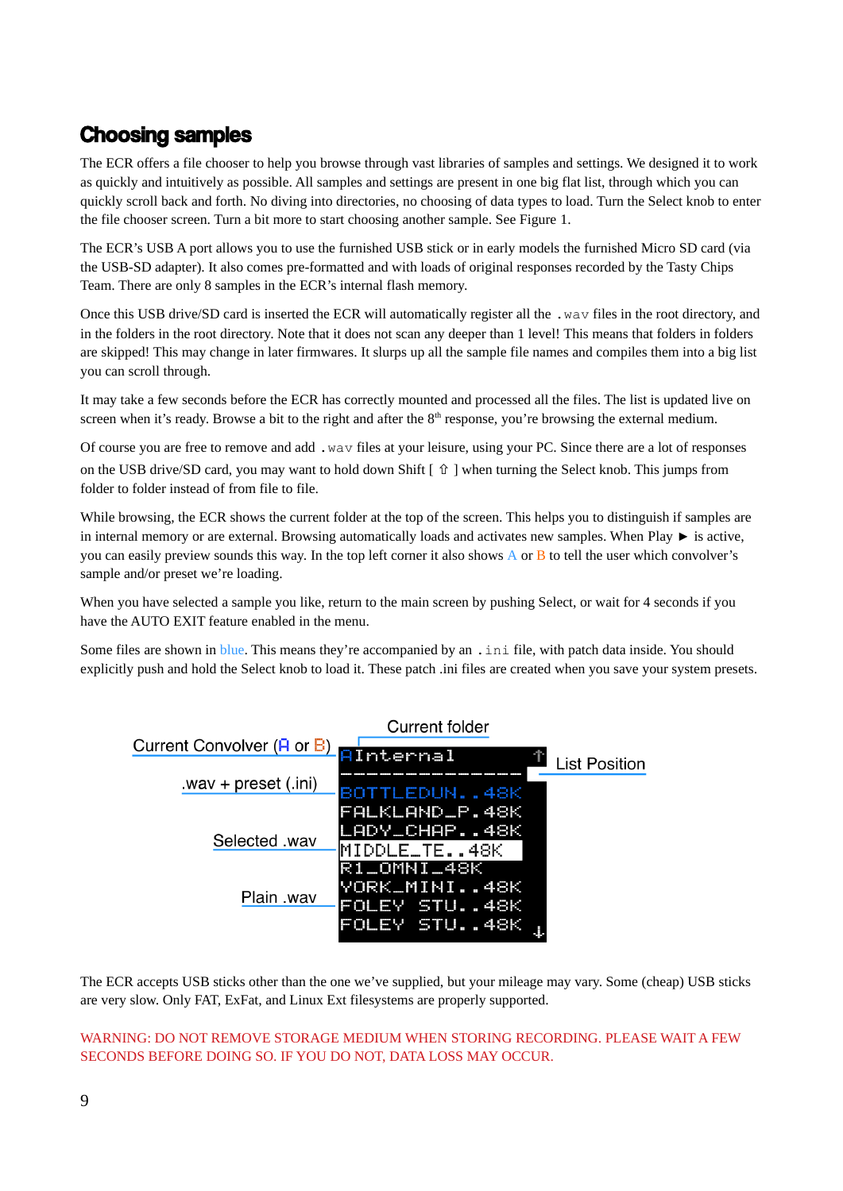## Choosing samples

The ECR offers a file chooser to help you browse through vast libraries of samples and settings. We designed it to work as quickly and intuitively as possible. All samples and settings are present in one big flat list, through which you can quickly scroll back and forth. No diving into directories, no choosing of data types to load. Turn the Select knob to enter the file chooser screen. Turn a bit more to start choosing another sample. See Figure 1.

The ECR's USB A port allows you to use the furnished USB stick or in early models the furnished Micro SD card (via the USB-SD adapter). It also comes pre-formatted and with loads of original responses recorded by the Tasty Chips Team. There are only 8 samples in the ECR's internal flash memory.

Once this USB drive/SD card is inserted the ECR will automatically register all the `.wav` files in the root directory, and in the folders in the root directory. Note that it does not scan any deeper than 1 level! This means that folders in folders are skipped! This may change in later firmwares. It slurps up all the sample file names and compiles them into a big list you can scroll through.

It may take a few seconds before the ECR has correctly mounted and processed all the files. The list is updated live on screen when it's ready. Browse a bit to the right and after the 8th response, you're browsing the external medium.

Of course you are free to remove and add `.wav` files at your leisure, using your PC. Since there are a lot of responses on the USB drive/SD card, you may want to hold down Shift [ ⇧ ] when turning the Select knob. This jumps from folder to folder instead of from file to file.

While browsing, the ECR shows the current folder at the top of the screen. This helps you to distinguish if samples are in internal memory or are external. Browsing automatically loads and activates new samples. When Play ► is active, you can easily preview sounds this way. In the top left corner it also shows A or B to tell the user which convolver's sample and/or preset we're loading.

When you have selected a sample you like, return to the main screen by pushing Select, or wait for 4 seconds if you have the AUTO EXIT feature enabled in the menu.

Some files are shown in blue. This means they're accompanied by an `.ini` file, with patch data inside. You should explicitly push and hold the Select knob to load it. These patch .ini files are created when you save your system presets.

Current Convolver (A or B) | Current folder | List Position | .wav + preset (.ini) | Selected .wav | Plain .wav

```
AInternal                ↑
--------------
BOTTLEDUN..48K
FALKLAND_P.48K
LADY_CHAP..48K
MIDDLE_TE..48K
R1_OMNI_48K
YORK_MINI..48K
FOLEY STU..48K
FOLEY STU..48K           ↓
```

The ECR accepts USB sticks other than the one we've supplied, but your mileage may vary. Some (cheap) USB sticks are very slow. Only FAT, ExFat, and Linux Ext filesystems are properly supported.

WARNING: DO NOT REMOVE STORAGE MEDIUM WHEN STORING RECORDING. PLEASE WAIT A FEW SECONDS BEFORE DOING SO. IF YOU DO NOT, DATA LOSS MAY OCCUR.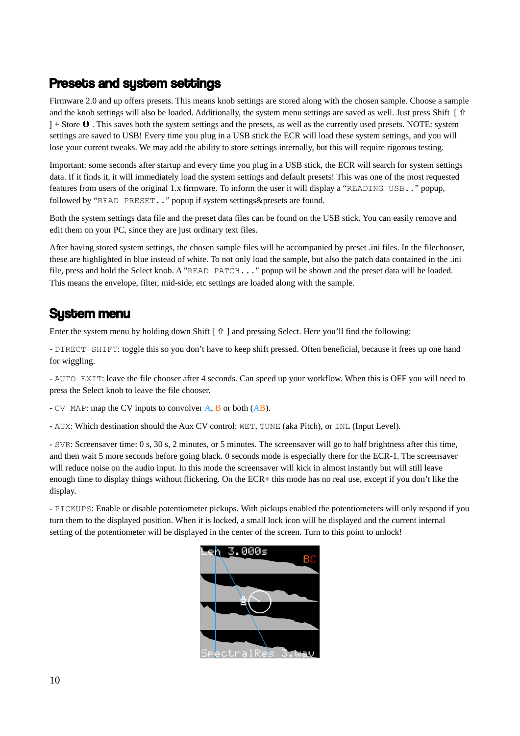## Presets and system settings

Firmware 2.0 and up offers presets. This means knob settings are stored along with the chosen sample. Choose a sample and the knob settings will also be loaded. Additionally, the system menu settings are saved as well. Just press Shift [ ⇧ ] + Store ⏻ . This saves both the system settings and the presets, as well as the currently used presets. NOTE: system settings are saved to USB! Every time you plug in a USB stick the ECR will load these system settings, and you will lose your current tweaks. We may add the ability to store settings internally, but this will require rigorous testing.

Important: some seconds after startup and every time you plug in a USB stick, the ECR will search for system settings data. If it finds it, it will immediately load the system settings and default presets! This was one of the most requested features from users of the original 1.x firmware. To inform the user it will display a "`READING USB..`" popup, followed by "`READ PRESET..`" popup if system settings&presets are found.

Both the system settings data file and the preset data files can be found on the USB stick. You can easily remove and edit them on your PC, since they are just ordinary text files.

After having stored system settings, the chosen sample files will be accompanied by preset .ini files. In the filechooser, these are highlighted in blue instead of white. To not only load the sample, but also the patch data contained in the .ini file, press and hold the Select knob. A "`READ PATCH...`" popup wil be shown and the preset data will be loaded. This means the envelope, filter, mid-side, etc settings are loaded along with the sample.

## System menu

Enter the system menu by holding down Shift [ ⇧ ] and pressing Select. Here you'll find the following:

- `DIRECT SHIFT`: toggle this so you don't have to keep shift pressed. Often beneficial, because it frees up one hand for wiggling.

- `AUTO EXIT`: leave the file chooser after 4 seconds. Can speed up your workflow. When this is OFF you will need to press the Select knob to leave the file chooser.

- `CV MAP`: map the CV inputs to convolver A, B or both (AB).

- `AUX`: Which destination should the Aux CV control: `WET`, `TUNE` (aka Pitch), or `INL` (Input Level).

- `SVR`: Screensaver time: 0 s, 30 s, 2 minutes, or 5 minutes. The screensaver will go to half brightness after this time, and then wait 5 more seconds before going black. 0 seconds mode is especially there for the ECR-1. The screensaver will reduce noise on the audio input. In this mode the screensaver will kick in almost instantly but will still leave enough time to display things without flickering. On the ECR+ this mode has no real use, except if you don't like the display.

- `PICKUPS`: Enable or disable potentiometer pickups. With pickups enabled the potentiometers will only respond if you turn them to the displayed position. When it is locked, a small lock icon will be displayed and the current internal setting of the potentiometer will be displayed in the center of the screen. Turn to this point to unlock!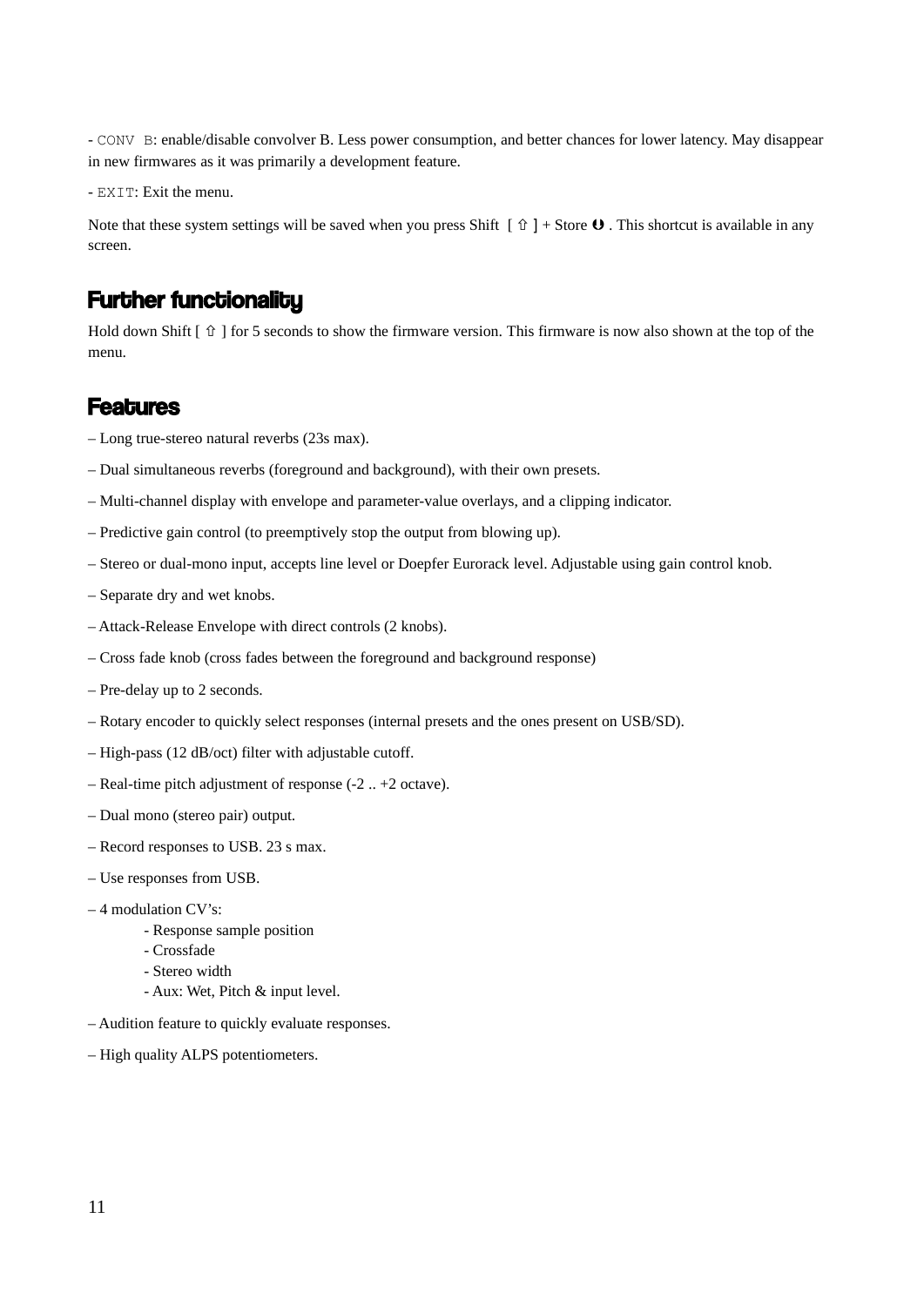- `CONV B`: enable/disable convolver B. Less power consumption, and better chances for lower latency. May disappear in new firmwares as it was primarily a development feature.

- `EXIT`: Exit the menu.

Note that these system settings will be saved when you press Shift [ ⇧ ] + Store ❹ . This shortcut is available in any screen.

## Further functionality

Hold down Shift [ ⇧ ] for 5 seconds to show the firmware version. This firmware is now also shown at the top of the menu.

## Features

– Long true-stereo natural reverbs (23s max).

– Dual simultaneous reverbs (foreground and background), with their own presets.

– Multi-channel display with envelope and parameter-value overlays, and a clipping indicator.

– Predictive gain control (to preemptively stop the output from blowing up).

– Stereo or dual-mono input, accepts line level or Doepfer Eurorack level. Adjustable using gain control knob.

– Separate dry and wet knobs.

– Attack-Release Envelope with direct controls (2 knobs).

– Cross fade knob (cross fades between the foreground and background response)

– Pre-delay up to 2 seconds.

– Rotary encoder to quickly select responses (internal presets and the ones present on USB/SD).

– High-pass (12 dB/oct) filter with adjustable cutoff.

– Real-time pitch adjustment of response (-2 .. +2 octave).

– Dual mono (stereo pair) output.

– Record responses to USB. 23 s max.

– Use responses from USB.

– 4 modulation CV's:
  - Response sample position
  - Crossfade
  - Stereo width
  - Aux: Wet, Pitch & input level.

– Audition feature to quickly evaluate responses.

– High quality ALPS potentiometers.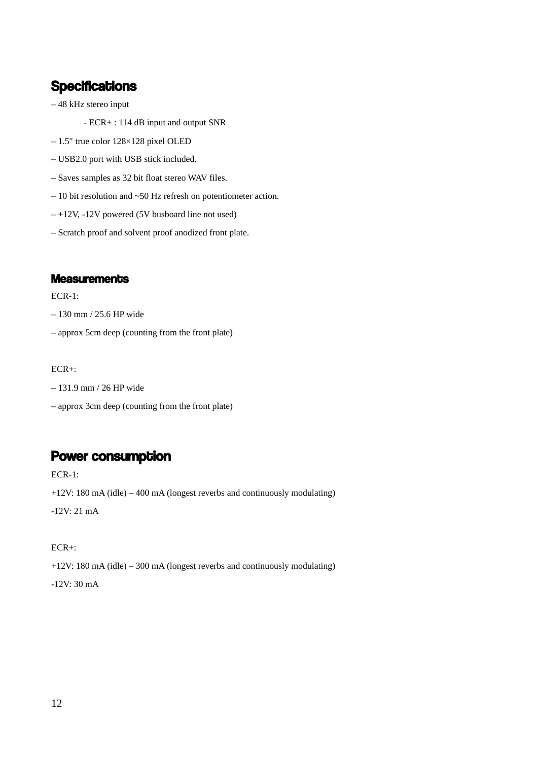## Specifications

– 48 kHz stereo input

- ECR+ : 114 dB input and output SNR

– 1.5″ true color 128×128 pixel OLED

– USB2.0 port with USB stick included.

– Saves samples as 32 bit float stereo WAV files.

– 10 bit resolution and ~50 Hz refresh on potentiometer action.

– +12V, -12V powered (5V busboard line not used)

– Scratch proof and solvent proof anodized front plate.

### Measurements

ECR-1:

– 130 mm / 25.6 HP wide

– approx 5cm deep (counting from the front plate)

ECR+:

– 131.9 mm / 26 HP wide

– approx 3cm deep (counting from the front plate)

## Power consumption

ECR-1:

+12V: 180 mA (idle) – 400 mA (longest reverbs and continuously modulating)

-12V: 21 mA

ECR+:

+12V: 180 mA (idle) – 300 mA (longest reverbs and continuously modulating)

-12V: 30 mA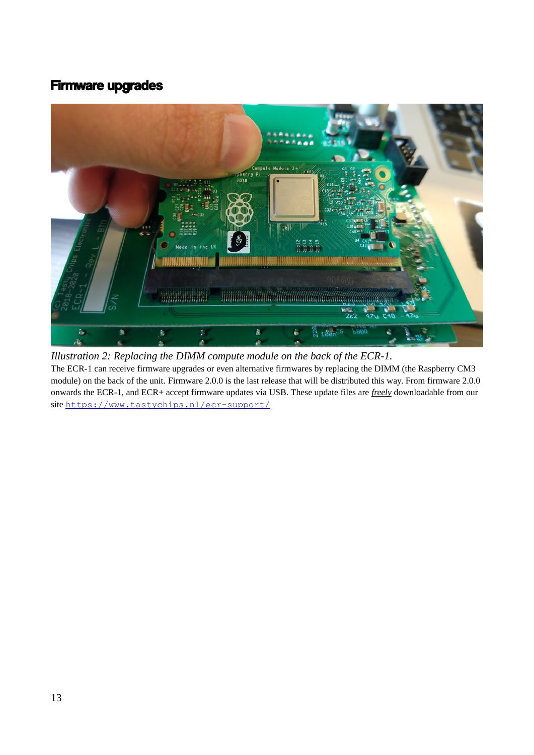## Firmware upgrades

*Illustration 2: Replacing the DIMM compute module on the back of the ECR-1.*

The ECR-1 can receive firmware upgrades or even alternative firmwares by replacing the DIMM (the Raspberry CM3 module) on the back of the unit. Firmware 2.0.0 is the last release that will be distributed this way. From firmware 2.0.0 onwards the ECR-1, and ECR+ accept firmware updates via USB. These update files are *freely* downloadable from our site https://www.tastychips.nl/ecr-support/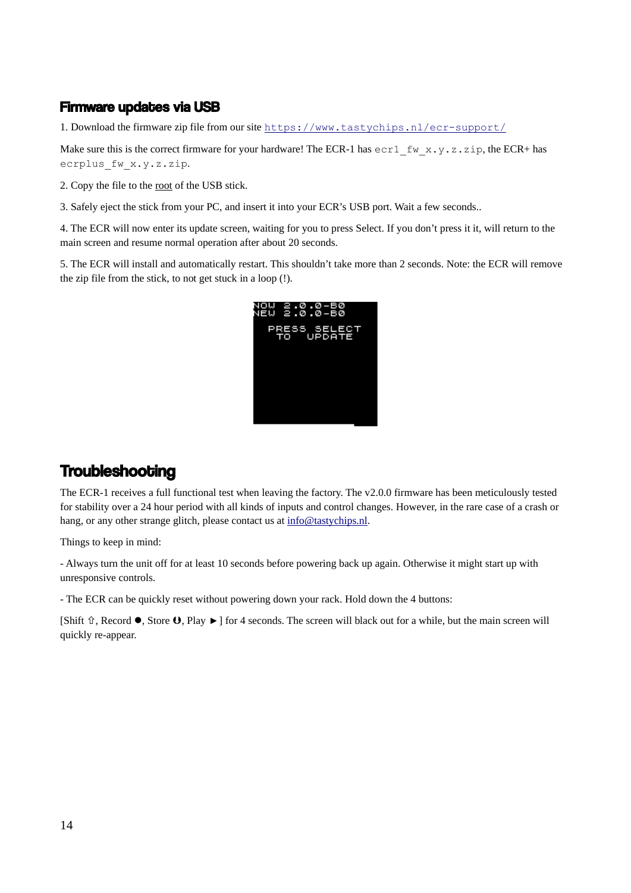### Firmware updates via USB

1. Download the firmware zip file from our site https://www.tastychips.nl/ecr-support/

Make sure this is the correct firmware for your hardware! The ECR-1 has `ecr1_fw_x.y.z.zip`, the ECR+ has `ecrplus_fw_x.y.z.zip`.

2. Copy the file to the root of the USB stick.

3. Safely eject the stick from your PC, and insert it into your ECR's USB port. Wait a few seconds..

4. The ECR will now enter its update screen, waiting for you to press Select. If you don't press it it, will return to the main screen and resume normal operation after about 20 seconds.

5. The ECR will install and automatically restart. This shouldn't take more than 2 seconds. Note: the ECR will remove the zip file from the stick, to not get stuck in a loop (!).

```
NOW 2.0.0-B0
NEW 2.0.0-B0

  PRESS SELECT
   TO  UPDATE
```

## Troubleshooting

The ECR-1 receives a full functional test when leaving the factory. The v2.0.0 firmware has been meticulously tested for stability over a 24 hour period with all kinds of inputs and control changes. However, in the rare case of a crash or hang, or any other strange glitch, please contact us at info@tastychips.nl.

Things to keep in mind:

- Always turn the unit off for at least 10 seconds before powering back up again. Otherwise it might start up with unresponsive controls.

- The ECR can be quickly reset without powering down your rack. Hold down the 4 buttons:

[Shift ⇧, Record ●, Store ⓿, Play ►] for 4 seconds. The screen will black out for a while, but the main screen will quickly re-appear.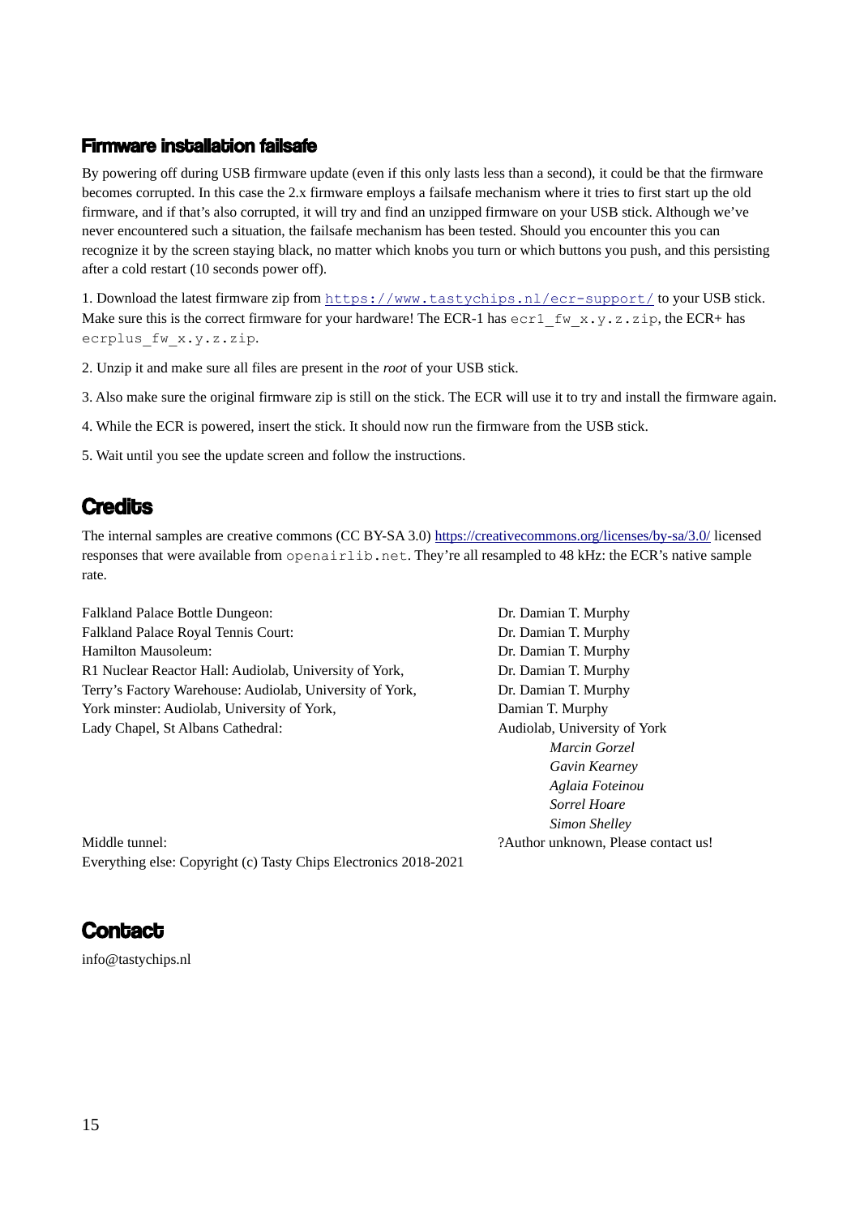### Firmware installation failsafe

By powering off during USB firmware update (even if this only lasts less than a second), it could be that the firmware becomes corrupted. In this case the 2.x firmware employs a failsafe mechanism where it tries to first start up the old firmware, and if that's also corrupted, it will try and find an unzipped firmware on your USB stick. Although we've never encountered such a situation, the failsafe mechanism has been tested. Should you encounter this you can recognize it by the screen staying black, no matter which knobs you turn or which buttons you push, and this persisting after a cold restart (10 seconds power off).

1. Download the latest firmware zip from `https://www.tastychips.nl/ecr-support/` to your USB stick. Make sure this is the correct firmware for your hardware! The ECR-1 has `ecr1_fw_x.y.z.zip`, the ECR+ has `ecrplus_fw_x.y.z.zip`.

2. Unzip it and make sure all files are present in the *root* of your USB stick.

3. Also make sure the original firmware zip is still on the stick. The ECR will use it to try and install the firmware again.

4. While the ECR is powered, insert the stick. It should now run the firmware from the USB stick.

5. Wait until you see the update screen and follow the instructions.

## Credits

The internal samples are creative commons (CC BY-SA 3.0) https://creativecommons.org/licenses/by-sa/3.0/ licensed responses that were available from `openairlib.net`. They're all resampled to 48 kHz: the ECR's native sample rate.

| | |
|---|---|
| Falkland Palace Bottle Dungeon: | Dr. Damian T. Murphy |
| Falkland Palace Royal Tennis Court: | Dr. Damian T. Murphy |
| Hamilton Mausoleum: | Dr. Damian T. Murphy |
| R1 Nuclear Reactor Hall: Audiolab, University of York, | Dr. Damian T. Murphy |
| Terry's Factory Warehouse: Audiolab, University of York, | Dr. Damian T. Murphy |
| York minster: Audiolab, University of York, | Damian T. Murphy |
| Lady Chapel, St Albans Cathedral: | Audiolab, University of York<br>*Marcin Gorzel*<br>*Gavin Kearney*<br>*Aglaia Foteinou*<br>*Sorrel Hoare*<br>*Simon Shelley* |
| Middle tunnel: | ?Author unknown, Please contact us! |

Everything else: Copyright (c) Tasty Chips Electronics 2018-2021

## Contact

info@tastychips.nl